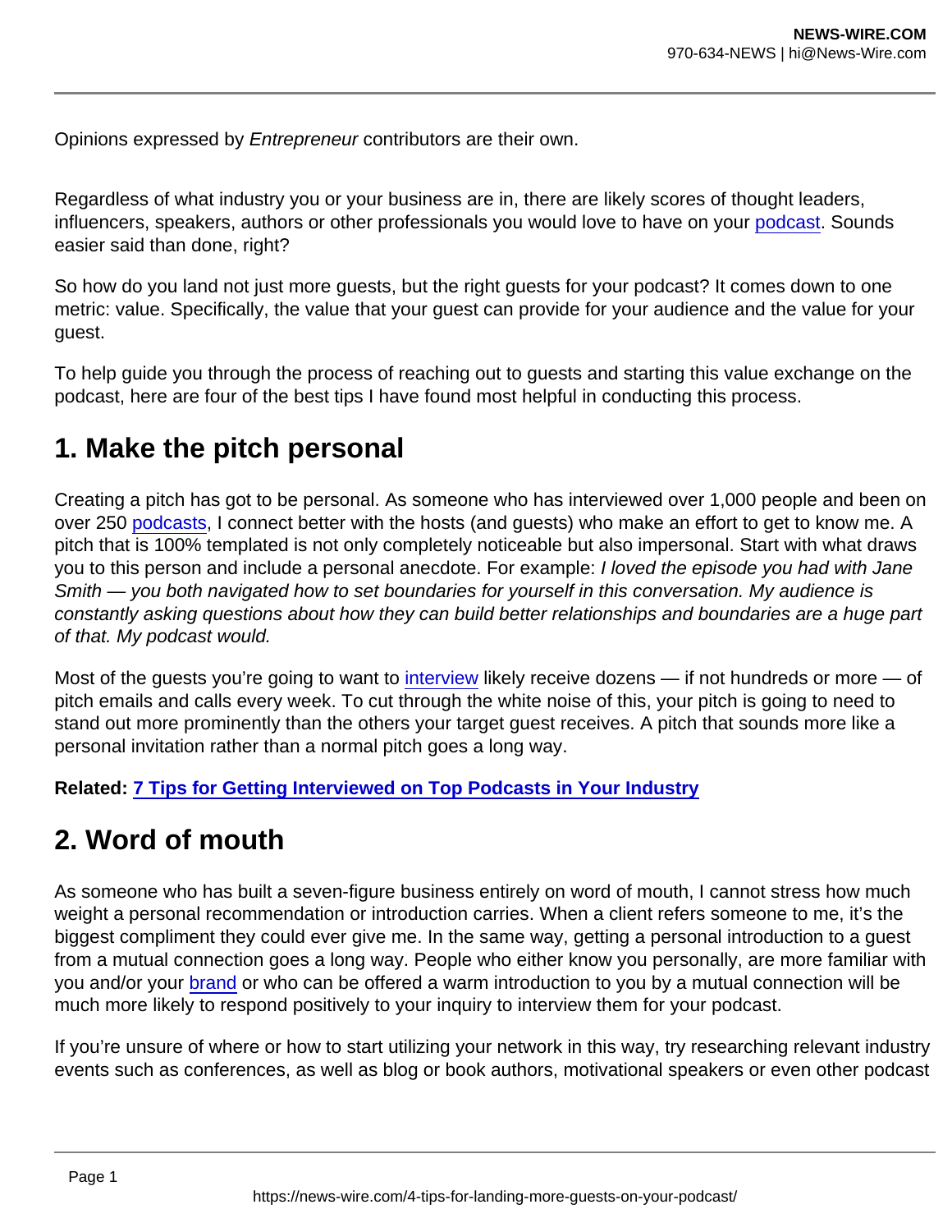Opinions expressed by *Entrepreneur* contributors are their own.

Regardless of what industry you or your business are in, there are likely scores of thought leaders, influencers, speakers, authors or other professionals you would love to have on your [podcast](). Sounds easier said than done, right?

So how do you land not just more guests, but the right guests for your podcast? It comes down to one metric: value. Specifically, the value that your guest can provide for your audience and the value for your guest.

To help guide you through the process of reaching out to guests and starting this value exchange on the podcast, here are four of the best tips I have found most helpful in conducting this process.

## 1. Make the pitch personal

Creating a pitch has got to be personal. As someone who has interviewed over 1,000 people and been on over 250 [podcasts](), I connect better with the hosts (and guests) who make an effort to get to know me. A pitch that is 100% templated is not only completely noticeable but also impersonal. Start with what draws you to this person and include a personal anecdote. For example: *I loved the episode you had with Jane Smith — you both navigated how to set boundaries for yourself in this conversation. My audience is constantly asking questions about how they can build better relationships and boundaries are a huge part of that. My podcast would.*

Most of the guests you're going to want to [interview]() likely receive dozens — if not hundreds or more — of pitch emails and calls every week. To cut through the white noise of this, your pitch is going to need to stand out more prominently than the others your target guest receives. A pitch that sounds more like a personal invitation rather than a normal pitch goes a long way.

**Related: [7 Tips for Getting Interviewed on Top Podcasts in Your Industry]()**

## 2. Word of mouth

As someone who has built a seven-figure business entirely on word of mouth, I cannot stress how much weight a personal recommendation or introduction carries. When a client refers someone to me, it's the biggest compliment they could ever give me. In the same way, getting a personal introduction to a guest from a mutual connection goes a long way. People who either know you personally, are more familiar with you and/or your [brand]() or who can be offered a warm introduction to you by a mutual connection will be much more likely to respond positively to your inquiry to interview them for your podcast.

If you're unsure of where or how to start utilizing your network in this way, try researching relevant industry events such as conferences, as well as blog or book authors, motivational speakers or even other podcast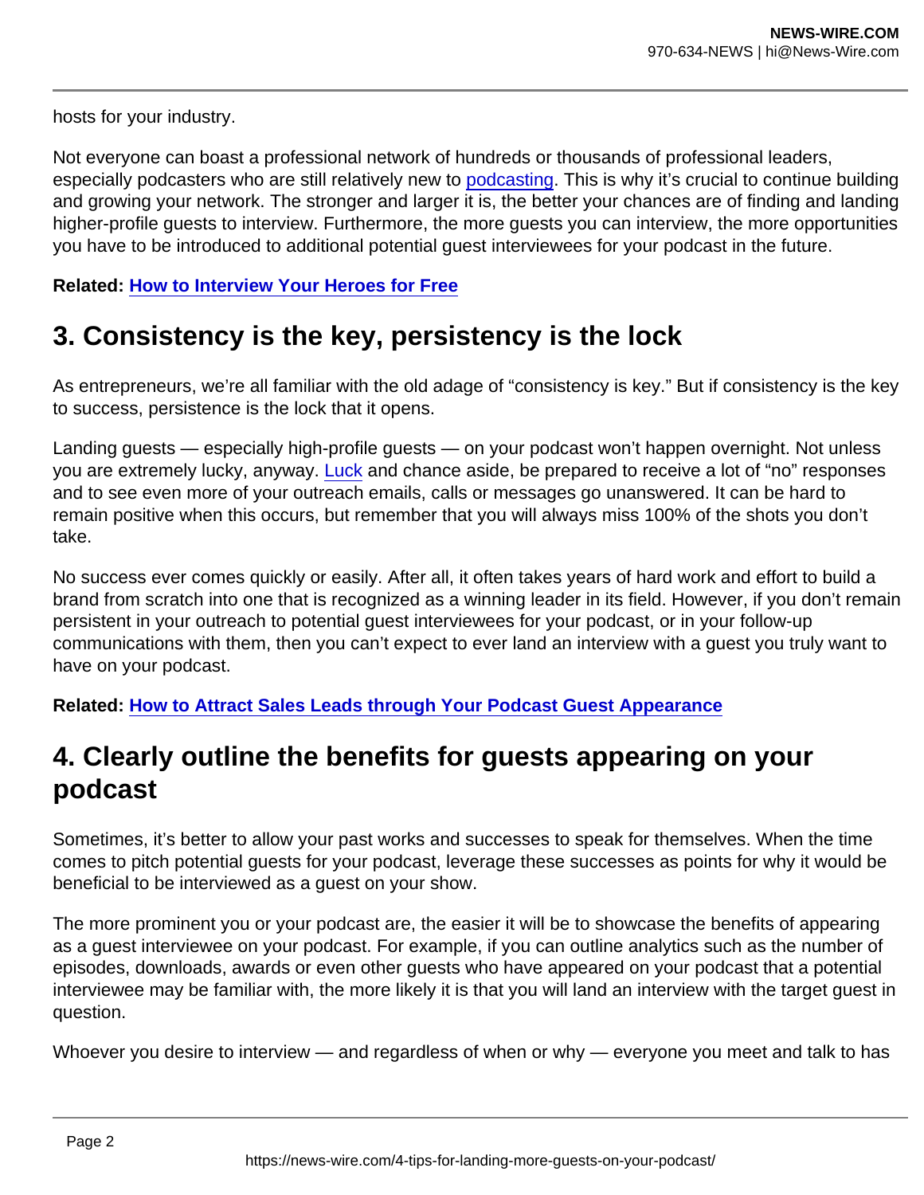hosts for your industry.

Not everyone can boast a professional network of hundreds or thousands of professional leaders, especially podcasters who are still relatively new to podcasting. This is why it's crucial to continue building and growing your network. The stronger and larger it is, the better your chances are of finding and landing higher-profile guests to interview. Furthermore, the more guests you can interview, the more opportunities you have to be introduced to additional potential guest interviewees for your podcast in the future.

**Related: How to Interview Your Heroes for Free**

## 3. Consistency is the key, persistency is the lock

As entrepreneurs, we're all familiar with the old adage of "consistency is key." But if consistency is the key to success, persistence is the lock that it opens.

Landing guests — especially high-profile guests — on your podcast won't happen overnight. Not unless you are extremely lucky, anyway. Luck and chance aside, be prepared to receive a lot of "no" responses and to see even more of your outreach emails, calls or messages go unanswered. It can be hard to remain positive when this occurs, but remember that you will always miss 100% of the shots you don't take.

No success ever comes quickly or easily. After all, it often takes years of hard work and effort to build a brand from scratch into one that is recognized as a winning leader in its field. However, if you don't remain persistent in your outreach to potential guest interviewees for your podcast, or in your follow-up communications with them, then you can't expect to ever land an interview with a guest you truly want to have on your podcast.

**Related: How to Attract Sales Leads through Your Podcast Guest Appearance**

## 4. Clearly outline the benefits for guests appearing on your podcast

Sometimes, it's better to allow your past works and successes to speak for themselves. When the time comes to pitch potential guests for your podcast, leverage these successes as points for why it would be beneficial to be interviewed as a guest on your show.

The more prominent you or your podcast are, the easier it will be to showcase the benefits of appearing as a guest interviewee on your podcast. For example, if you can outline analytics such as the number of episodes, downloads, awards or even other guests who have appeared on your podcast that a potential interviewee may be familiar with, the more likely it is that you will land an interview with the target guest in question.

Whoever you desire to interview — and regardless of when or why — everyone you meet and talk to has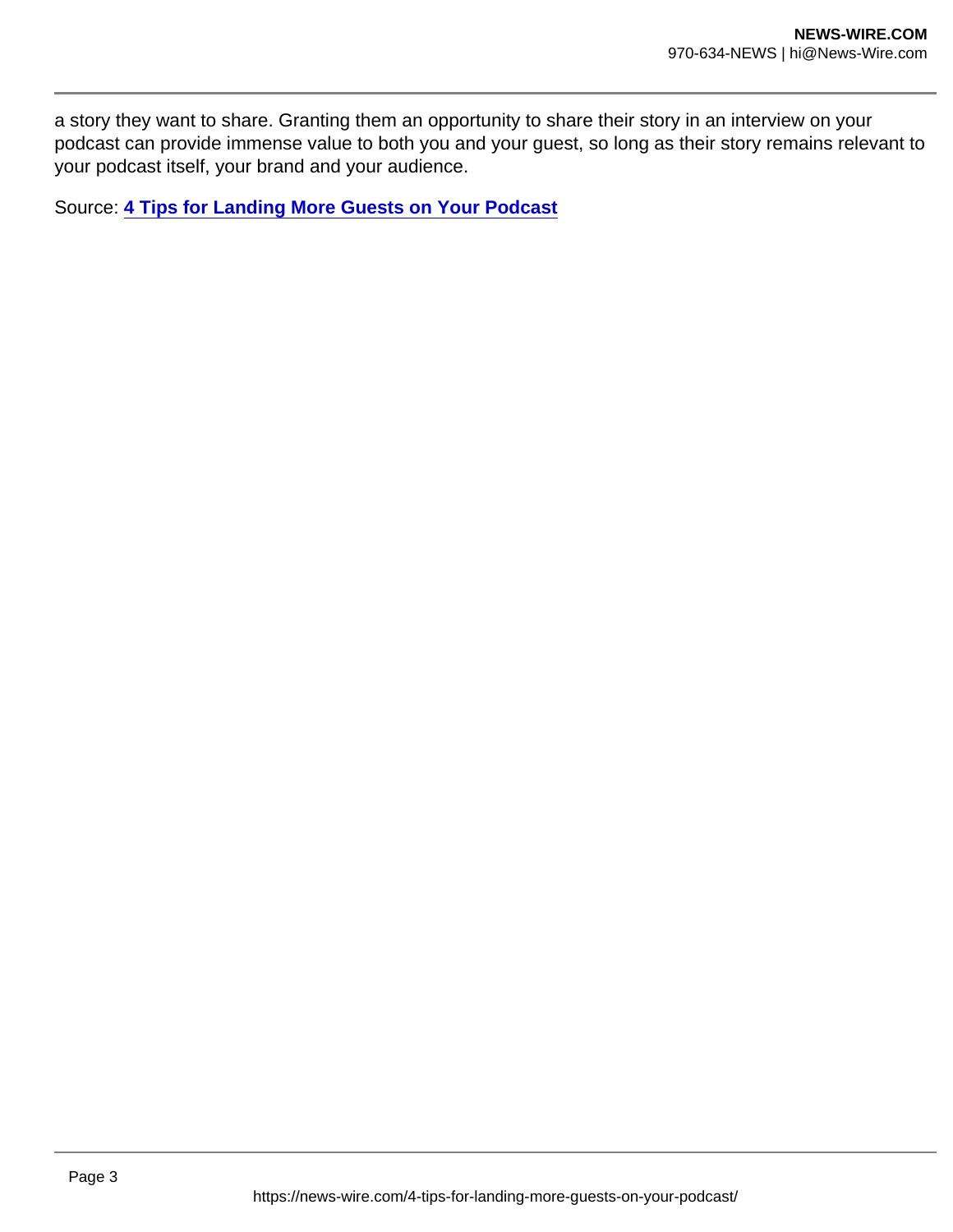a story they want to share. Granting them an opportunity to share their story in an interview on your podcast can provide immense value to both you and your guest, so long as their story remains relevant to your podcast itself, your brand and your audience.

Source: **4 Tips for Landing More Guests on Your Podcast**